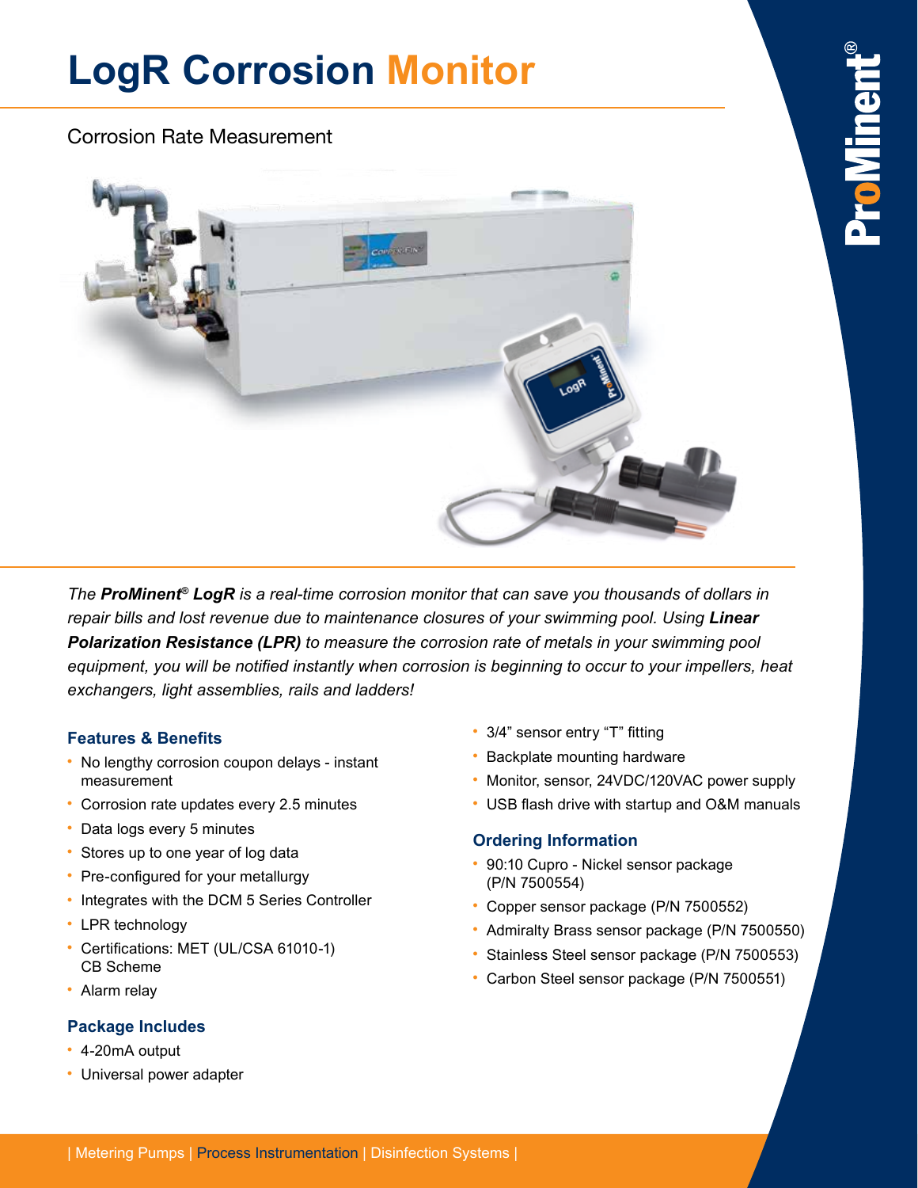# LogR Corrosion Monitor

Corrosion Rate Measurement

*The **ProMinent® LogR** is a real-time corrosion monitor that can save you thousands of dollars in repair bills and lost revenue due to maintenance closures of your swimming pool. Using **Linear Polarization Resistance (LPR)** to measure the corrosion rate of metals in your swimming pool equipment, you will be notified instantly when corrosion is beginning to occur to your impellers, heat exchangers, light assemblies, rails and ladders!*

### Features & Benefits

- No lengthy corrosion coupon delays - instant measurement
- Corrosion rate updates every 2.5 minutes
- Data logs every 5 minutes
- Stores up to one year of log data
- Pre-configured for your metallurgy
- Integrates with the DCM 5 Series Controller
- LPR technology
- Certifications: MET (UL/CSA 61010-1) CB Scheme
- Alarm relay

### Package Includes

- 4-20mA output
- Universal power adapter
- 3/4” sensor entry “T” fitting
- Backplate mounting hardware
- Monitor, sensor, 24VDC/120VAC power supply
- USB flash drive with startup and O&M manuals

### Ordering Information

- 90:10 Cupro - Nickel sensor package (P/N 7500554)
- Copper sensor package (P/N 7500552)
- Admiralty Brass sensor package (P/N 7500550)
- Stainless Steel sensor package (P/N 7500553)
- Carbon Steel sensor package (P/N 7500551)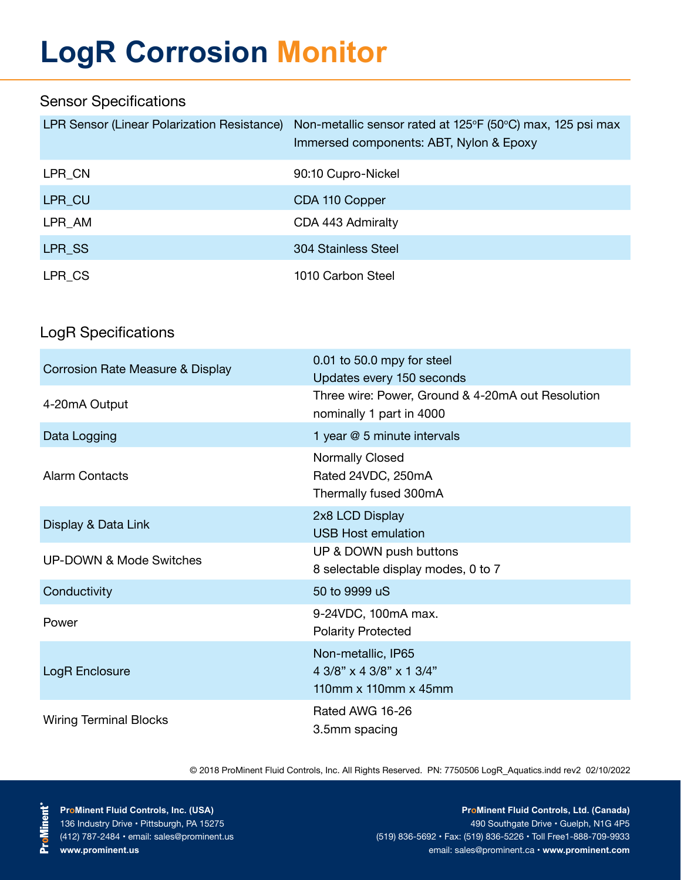# LogR Corrosion Monitor

## Sensor Specifications

| | |
|---|---|
| LPR Sensor (Linear Polarization Resistance) | Non-metallic sensor rated at 125°F (50°C) max, 125 psi max<br>Immersed components: ABT, Nylon & Epoxy |
| LPR_CN | 90:10 Cupro-Nickel |
| LPR_CU | CDA 110 Copper |
| LPR_AM | CDA 443 Admiralty |
| LPR_SS | 304 Stainless Steel |
| LPR_CS | 1010 Carbon Steel |

## LogR Specifications

| | |
|---|---|
| Corrosion Rate Measure & Display | 0.01 to 50.0 mpy for steel<br>Updates every 150 seconds |
| 4-20mA Output | Three wire: Power, Ground & 4-20mA out Resolution nominally 1 part in 4000 |
| Data Logging | 1 year @ 5 minute intervals |
| Alarm Contacts | Normally Closed<br>Rated 24VDC, 250mA<br>Thermally fused 300mA |
| Display & Data Link | 2x8 LCD Display<br>USB Host emulation |
| UP-DOWN & Mode Switches | UP & DOWN push buttons<br>8 selectable display modes, 0 to 7 |
| Conductivity | 50 to 9999 uS |
| Power | 9-24VDC, 100mA max.<br>Polarity Protected |
| LogR Enclosure | Non-metallic, IP65<br>4 3/8" x 4 3/8" x 1 3/4"<br>110mm x 110mm x 45mm |
| Wiring Terminal Blocks | Rated AWG 16-26<br>3.5mm spacing |

© 2018 ProMinent Fluid Controls, Inc. All Rights Reserved. PN: 7750506 LogR_Aquatics.indd rev2 02/10/2022

**ProMinent Fluid Controls, Inc. (USA)**
136 Industry Drive • Pittsburgh, PA 15275
(412) 787-2484 • email: sales@prominent.us
**www.prominent.us**

**ProMinent Fluid Controls, Ltd. (Canada)**
490 Southgate Drive • Guelph, N1G 4P5
(519) 836-5692 • Fax: (519) 836-5226 • Toll Free1-888-709-9933
email: sales@prominent.ca • **www.prominent.com**